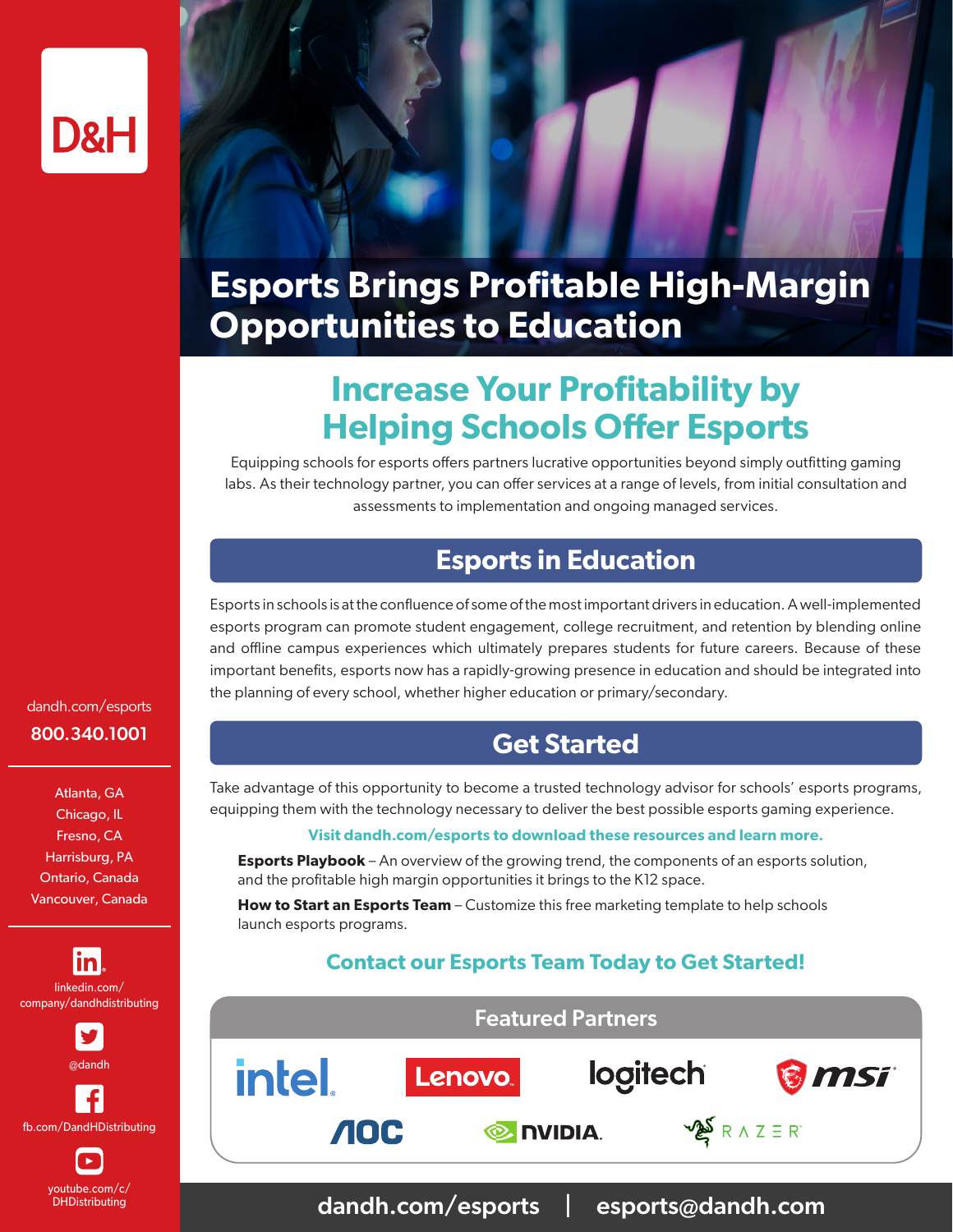D&H

# Esports Brings Profitable High-Margin Opportunities to Education

## Increase Your Profitability by Helping Schools Offer Esports

Equipping schools for esports offers partners lucrative opportunities beyond simply outfitting gaming labs. As their technology partner, you can offer services at a range of levels, from initial consultation and assessments to implementation and ongoing managed services.

## Esports in Education

Esports in schools is at the confluence of some of the most important drivers in education. A well-implemented esports program can promote student engagement, college recruitment, and retention by blending online and offline campus experiences which ultimately prepares students for future careers. Because of these important benefits, esports now has a rapidly-growing presence in education and should be integrated into the planning of every school, whether higher education or primary/secondary.

## Get Started

Take advantage of this opportunity to become a trusted technology advisor for schools' esports programs, equipping them with the technology necessary to deliver the best possible esports gaming experience.

**Visit dandh.com/esports to download these resources and learn more.**

**Esports Playbook** – An overview of the growing trend, the components of an esports solution, and the profitable high margin opportunities it brings to the K12 space.

**How to Start an Esports Team** – Customize this free marketing template to help schools launch esports programs.

**Contact our Esports Team Today to Get Started!**

### Featured Partners

intel, Lenovo, logitech, msi, AOC, NVIDIA, RAZER

dandh.com/esports | esports@dandh.com

dandh.com/esports

800.340.1001

Atlanta, GA
Chicago, IL
Fresno, CA
Harrisburg, PA
Ontario, Canada
Vancouver, Canada

linkedin.com/company/dandhdistributing

@dandh

fb.com/DandHDistributing

youtube.com/c/DHDistributing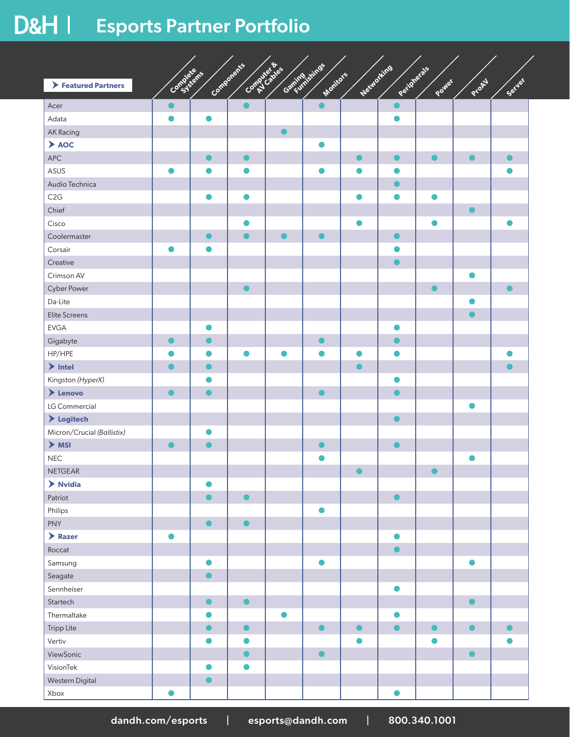# D&H | Esports Partner Portfolio

| ➤ **Featured Partners** | Complete Systems | Components | Computer & AV Cables | Gaming Furnishings | Monitors | Networking | Peripherals | Power | ProAV | Server |
|---|---|---|---|---|---|---|---|---|---|---|
| Acer | ● | | ● | | ● | | ● | | | |
| Adata | ● | ● | | | | | ● | | | |
| AK Racing | | | | ● | | | | | | |
| ➤ **AOC** | | | | | ● | | | | | |
| APC | | ● | ● | | | ● | ● | ● | ● | ● |
| ASUS | ● | ● | ● | | ● | ● | ● | | | ● |
| Audio Technica | | | | | | | ● | | | |
| C2G | | ● | ● | | | ● | ● | ● | | |
| Chief | | | | | | | | | ● | |
| Cisco | | | ● | | | ● | | ● | | ● |
| Coolermaster | | ● | ● | ● | ● | | ● | | | |
| Corsair | ● | ● | | | | | ● | | | |
| Creative | | | | | | | ● | | | |
| Crimson AV | | | | | | | | | ● | |
| Cyber Power | | | ● | | | | | ● | | ● |
| Da-Lite | | | | | | | | | ● | |
| Elite Screens | | | | | | | | | ● | |
| EVGA | | ● | | | | | ● | | | |
| Gigabyte | ● | ● | | | ● | | ● | | | |
| HP/HPE | ● | ● | ● | ● | ● | ● | ● | | | ● |
| ➤ **Intel** | ● | ● | | | | ● | | | | ● |
| Kingston *(HyperX)* | | ● | | | | | ● | | | |
| ➤ **Lenovo** | ● | ● | | | ● | | ● | | | |
| LG Commercial | | | | | | | | | ● | |
| ➤ **Logitech** | | | | | | | ● | | | |
| Micron/Crucial *(Ballistix)* | | ● | | | | | | | | |
| ➤ **MSI** | ● | ● | | | ● | | ● | | | |
| NEC | | | | | ● | | | | ● | |
| NETGEAR | | | | | | ● | | ● | | |
| ➤ **Nvidia** | | ● | | | | | | | | |
| Patriot | | ● | ● | | | | ● | | | |
| Philips | | | | | ● | | | | | |
| PNY | | ● | ● | | | | | | | |
| ➤ **Razer** | ● | | | | | | ● | | | |
| Roccat | | | | | | | ● | | | |
| Samsung | | ● | | | ● | | | | ● | |
| Seagate | | ● | | | | | | | | |
| Sennheiser | | | | | | | ● | | | |
| Startech | | ● | ● | | | | | | ● | |
| Thermaltake | | ● | | ● | | | ● | | | |
| Tripp Lite | | ● | ● | | ● | ● | ● | ● | ● | ● |
| Vertiv | | ● | ● | | | ● | | ● | | ● |
| ViewSonic | | | ● | | ● | | | | ● | |
| VisionTek | | ● | ● | | | | | | | |
| Western Digital | | ● | | | | | | | | |
| Xbox | ● | | | | | | ● | | | |

dandh.com/esports | esports@dandh.com | 800.340.1001